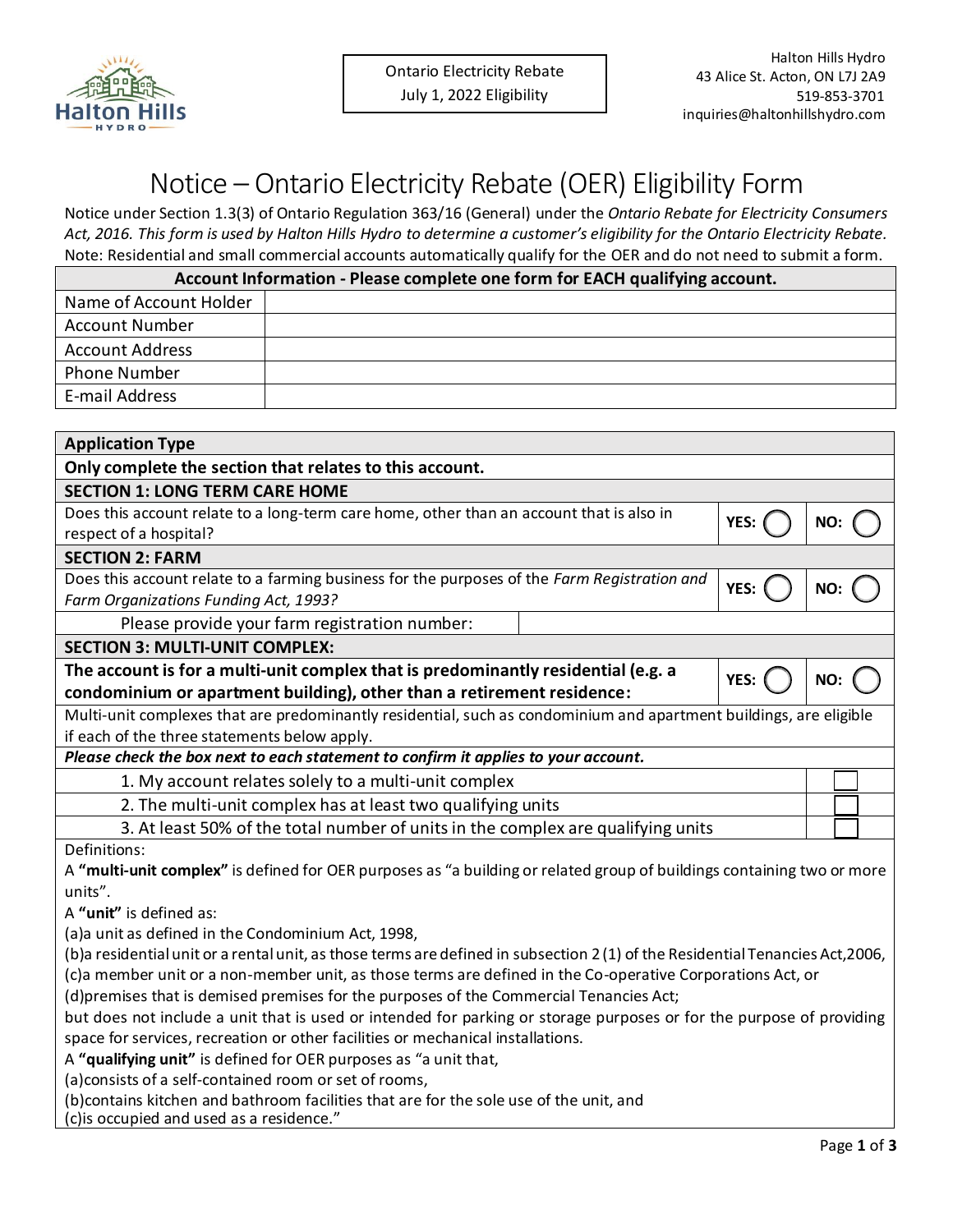Halton Hills Hydro

Ontario Electricity Rebate
July 1, 2022 Eligibility

Halton Hills Hydro
43 Alice St. Acton, ON L7J 2A9
519-853-3701
inquiries@haltonhillshydro.com

# Notice – Ontario Electricity Rebate (OER) Eligibility Form

Notice under Section 1.3(3) of Ontario Regulation 363/16 (General) under the *Ontario Rebate for Electricity Consumers Act, 2016. This form is used by Halton Hills Hydro to determine a customer's eligibility for the Ontario Electricity Rebate.*
Note: Residential and small commercial accounts automatically qualify for the OER and do not need to submit a form.

| **Account Information - Please complete one form for EACH qualifying account.** | |
|---|---|
| Name of Account Holder | |
| Account Number | |
| Account Address | |
| Phone Number | |
| E-mail Address | |

| **Application Type** | | |
|---|---|---|
| **Only complete the section that relates to this account.** | | |
| **SECTION 1: LONG TERM CARE HOME** | | |
| Does this account relate to a long-term care home, other than an account that is also in respect of a hospital? | **YES:** ◯ | **NO:** ◯ |
| **SECTION 2: FARM** | | |
| Does this account relate to a farming business for the purposes of the *Farm Registration and Farm Organizations Funding Act, 1993?* | **YES:** ◯ | **NO:** ◯ |
| Please provide your farm registration number: | | |
| **SECTION 3: MULTI-UNIT COMPLEX:** | | |
| **The account is for a multi-unit complex that is predominantly residential (e.g. a condominium or apartment building), other than a retirement residence:** | **YES:** ◯ | **NO:** ◯ |

Multi-unit complexes that are predominantly residential, such as condominium and apartment buildings, are eligible if each of the three statements below apply.

***Please check the box next to each statement to confirm it applies to your account.***

| Statement | ☐ |
|---|---|
| 1. My account relates solely to a multi-unit complex | ☐ |
| 2. The multi-unit complex has at least two qualifying units | ☐ |
| 3. At least 50% of the total number of units in the complex are qualifying units | ☐ |

Definitions:

A **"multi-unit complex"** is defined for OER purposes as "a building or related group of buildings containing two or more units".

A **"unit"** is defined as:

(a)a unit as defined in the Condominium Act, 1998,
(b)a residential unit or a rental unit, as those terms are defined in subsection 2 (1) of the Residential Tenancies Act,2006,
(c)a member unit or a non-member unit, as those terms are defined in the Co-operative Corporations Act, or
(d)premises that is demised premises for the purposes of the Commercial Tenancies Act;

but does not include a unit that is used or intended for parking or storage purposes or for the purpose of providing space for services, recreation or other facilities or mechanical installations.

A **"qualifying unit"** is defined for OER purposes as "a unit that,

(a)consists of a self-contained room or set of rooms,
(b)contains kitchen and bathroom facilities that are for the sole use of the unit, and
(c)is occupied and used as a residence."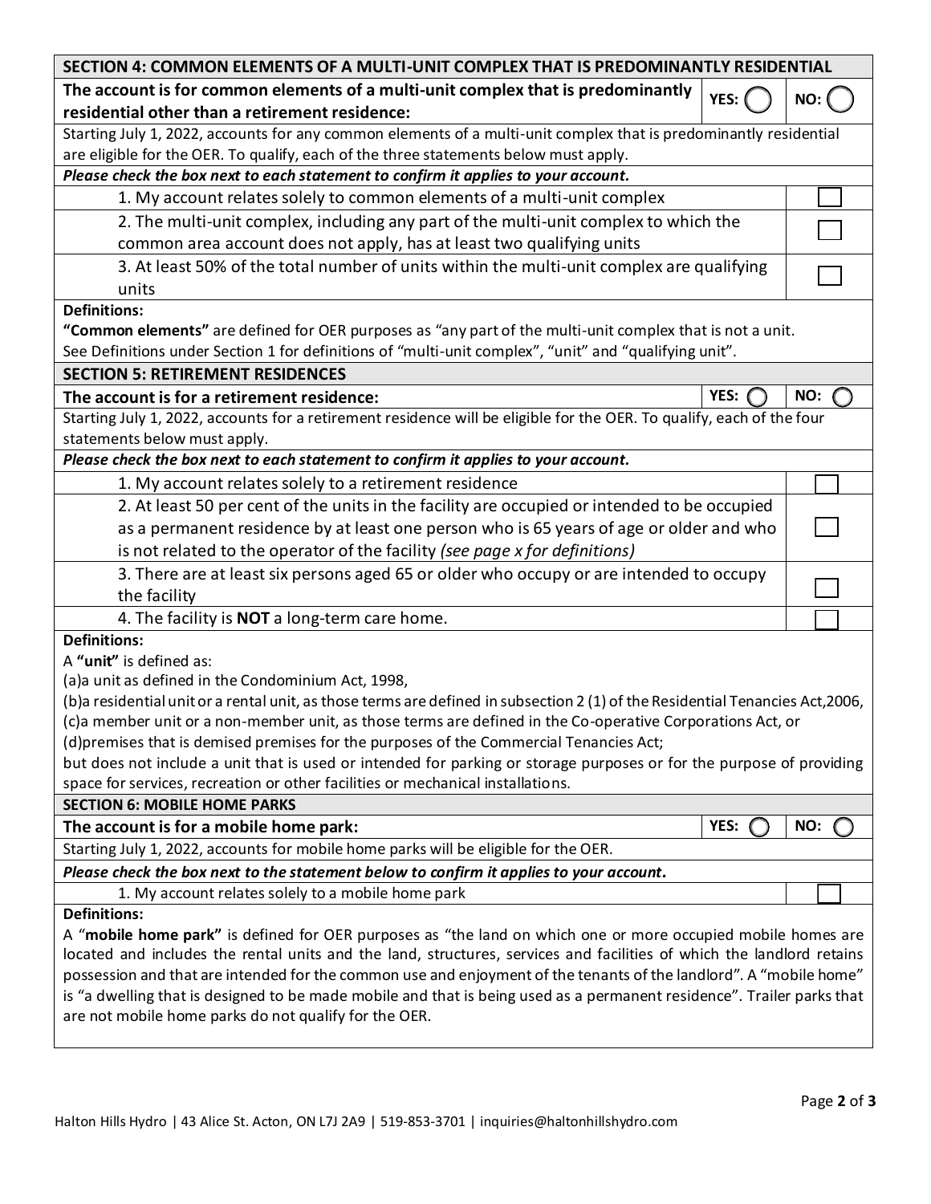## SECTION 4: COMMON ELEMENTS OF A MULTI-UNIT COMPLEX THAT IS PREDOMINANTLY RESIDENTIAL

**The account is for common elements of a multi-unit complex that is predominantly residential other than a retirement residence:** YES: ◯ NO: ◯

Starting July 1, 2022, accounts for any common elements of a multi-unit complex that is predominantly residential are eligible for the OER. To qualify, each of the three statements below must apply.

***Please check the box next to each statement to confirm it applies to your account.***

| Statement | |
|---|---|
| 1. My account relates solely to common elements of a multi-unit complex | ☐ |
| 2. The multi-unit complex, including any part of the multi-unit complex to which the common area account does not apply, has at least two qualifying units | ☐ |
| 3. At least 50% of the total number of units within the multi-unit complex are qualifying units | ☐ |

**Definitions:**

**"Common elements"** are defined for OER purposes as "any part of the multi-unit complex that is not a unit.

See Definitions under Section 1 for definitions of "multi-unit complex", "unit" and "qualifying unit".

## SECTION 5: RETIREMENT RESIDENCES

**The account is for a retirement residence:** YES: ◯ NO: ◯

Starting July 1, 2022, accounts for a retirement residence will be eligible for the OER. To qualify, each of the four statements below must apply.

***Please check the box next to each statement to confirm it applies to your account.***

| Statement | |
|---|---|
| 1. My account relates solely to a retirement residence | ☐ |
| 2. At least 50 per cent of the units in the facility are occupied or intended to be occupied as a permanent residence by at least one person who is 65 years of age or older and who is not related to the operator of the facility *(see page x for definitions)* | ☐ |
| 3. There are at least six persons aged 65 or older who occupy or are intended to occupy the facility | ☐ |
| 4. The facility is **NOT** a long-term care home. | ☐ |

**Definitions:**

A **"unit"** is defined as:

(a)a unit as defined in the Condominium Act, 1998,

(b)a residential unit or a rental unit, as those terms are defined in subsection 2 (1) of the Residential Tenancies Act,2006,

(c)a member unit or a non-member unit, as those terms are defined in the Co-operative Corporations Act, or

(d)premises that is demised premises for the purposes of the Commercial Tenancies Act;

but does not include a unit that is used or intended for parking or storage purposes or for the purpose of providing space for services, recreation or other facilities or mechanical installations.

## SECTION 6: MOBILE HOME PARKS

**The account is for a mobile home park:** YES: ◯ NO: ◯

Starting July 1, 2022, accounts for mobile home parks will be eligible for the OER.

***Please check the box next to the statement below to confirm it applies to your account.***

| Statement | |
|---|---|
| 1. My account relates solely to a mobile home park | ☐ |

**Definitions:**

A "**mobile home park**" is defined for OER purposes as "the land on which one or more occupied mobile homes are located and includes the rental units and the land, structures, services and facilities of which the landlord retains possession and that are intended for the common use and enjoyment of the tenants of the landlord". A "mobile home" is "a dwelling that is designed to be made mobile and that is being used as a permanent residence". Trailer parks that are not mobile home parks do not qualify for the OER.

Halton Hills Hydro | 43 Alice St. Acton, ON L7J 2A9 | 519-853-3701 | inquiries@haltonhillshydro.com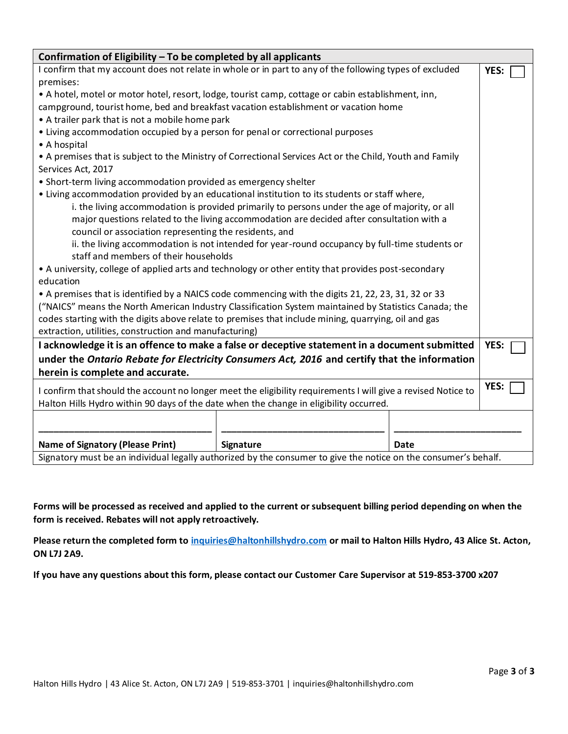| Confirmation of Eligibility – To be completed by all applicants | |
|---|---|
| I confirm that my account does not relate in whole or in part to any of the following types of excluded premises:<br>• A hotel, motel or motor hotel, resort, lodge, tourist camp, cottage or cabin establishment, inn, campground, tourist home, bed and breakfast vacation establishment or vacation home<br>• A trailer park that is not a mobile home park<br>• Living accommodation occupied by a person for penal or correctional purposes<br>• A hospital<br>• A premises that is subject to the Ministry of Correctional Services Act or the Child, Youth and Family Services Act, 2017<br>• Short-term living accommodation provided as emergency shelter<br>• Living accommodation provided by an educational institution to its students or staff where,<br>i. the living accommodation is provided primarily to persons under the age of majority, or all major questions related to the living accommodation are decided after consultation with a council or association representing the residents, and<br>ii. the living accommodation is not intended for year-round occupancy by full-time students or staff and members of their households<br>• A university, college of applied arts and technology or other entity that provides post-secondary education<br>• A premises that is identified by a NAICS code commencing with the digits 21, 22, 23, 31, 32 or 33 ("NAICS" means the North American Industry Classification System maintained by Statistics Canada; the codes starting with the digits above relate to premises that include mining, quarrying, oil and gas extraction, utilities, construction and manufacturing) | **YES:** ☐ |
| **I acknowledge it is an offence to make a false or deceptive statement in a document submitted under the *Ontario Rebate for Electricity Consumers Act, 2016* and certify that the information herein is complete and accurate.** | **YES:** ☐ |
| I confirm that should the account no longer meet the eligibility requirements I will give a revised Notice to Halton Hills Hydro within 90 days of the date when the change in eligibility occurred. | **YES:** ☐ |

| ______________________ | ______________________ | ______________________ |
|---|---|---|
| **Name of Signatory (Please Print)** | **Signature** | **Date** |

Signatory must be an individual legally authorized by the consumer to give the notice on the consumer's behalf.

**Forms will be processed as received and applied to the current or subsequent billing period depending on when the form is received. Rebates will not apply retroactively.**

**Please return the completed form to [inquiries@haltonhillshydro.com](mailto:inquiries@haltonhillshydro.com) or mail to Halton Hills Hydro, 43 Alice St. Acton, ON L7J 2A9.**

**If you have any questions about this form, please contact our Customer Care Supervisor at 519-853-3700 x207**